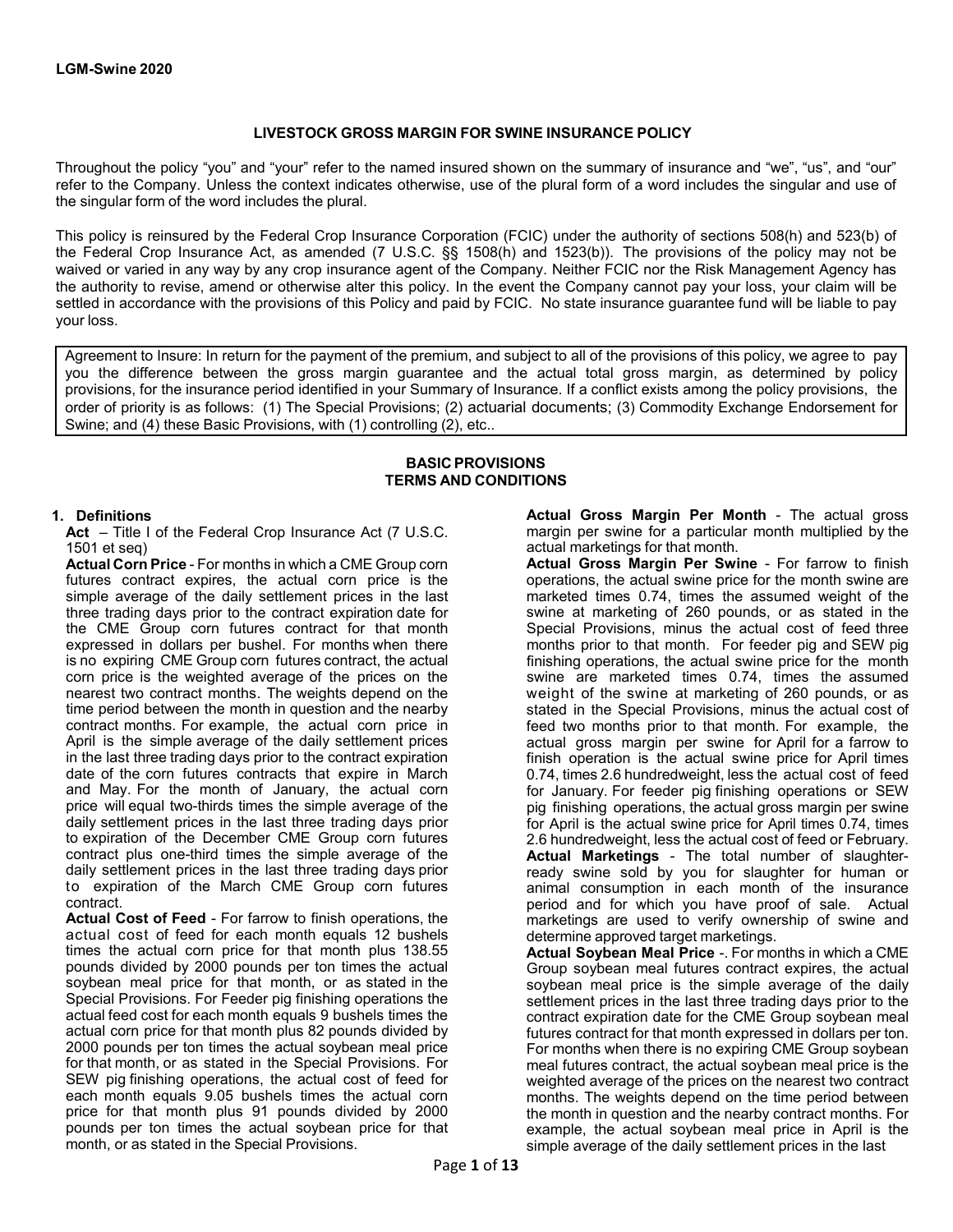LGM-Swine 2020

## LIVESTOCK GROSS MARGIN FOR SWINE INSURANCE POLICY

Throughout the policy "you" and "your" refer to the named insured shown on the summary of insurance and "we", "us", and "our" refer to the Company. Unless the context indicates otherwise, use of the plural form of a word includes the singular and use of the singular form of the word includes the plural.

This policy is reinsured by the Federal Crop Insurance Corporation (FCIC) under the authority of sections 508(h) and 523(b) of the Federal Crop Insurance Act, as amended (7 U.S.C. §§ 1508(h) and 1523(b)). The provisions of the policy may not be waived or varied in any way by any crop insurance agent of the Company. Neither FCIC nor the Risk Management Agency has the authority to revise, amend or otherwise alter this policy. In the event the Company cannot pay your loss, your claim will be settled in accordance with the provisions of this Policy and paid by FCIC. No state insurance guarantee fund will be liable to pay your loss.

Agreement to Insure: In return for the payment of the premium, and subject to all of the provisions of this policy, we agree to pay you the difference between the gross margin guarantee and the actual total gross margin, as determined by policy provisions, for the insurance period identified in your Summary of Insurance. If a conflict exists among the policy provisions, the order of priority is as follows: (1) The Special Provisions; (2) actuarial documents; (3) Commodity Exchange Endorsement for Swine; and (4) these Basic Provisions, with (1) controlling (2), etc..

## BASIC PROVISIONS
## TERMS AND CONDITIONS

### 1. Definitions

**Act** – Title I of the Federal Crop Insurance Act (7 U.S.C. 1501 et seq)

**Actual Corn Price** - For months in which a CME Group corn futures contract expires, the actual corn price is the simple average of the daily settlement prices in the last three trading days prior to the contract expiration date for the CME Group corn futures contract for that month expressed in dollars per bushel. For months when there is no expiring CME Group corn futures contract, the actual corn price is the weighted average of the prices on the nearest two contract months. The weights depend on the time period between the month in question and the nearby contract months. For example, the actual corn price in April is the simple average of the daily settlement prices in the last three trading days prior to the contract expiration date of the corn futures contracts that expire in March and May. For the month of January, the actual corn price will equal two-thirds times the simple average of the daily settlement prices in the last three trading days prior to expiration of the December CME Group corn futures contract plus one-third times the simple average of the daily settlement prices in the last three trading days prior to expiration of the March CME Group corn futures contract.

**Actual Cost of Feed** - For farrow to finish operations, the actual cost of feed for each month equals 12 bushels times the actual corn price for that month plus 138.55 pounds divided by 2000 pounds per ton times the actual soybean meal price for that month, or as stated in the Special Provisions. For Feeder pig finishing operations the actual feed cost for each month equals 9 bushels times the actual corn price for that month plus 82 pounds divided by 2000 pounds per ton times the actual soybean meal price for that month, or as stated in the Special Provisions. For SEW pig finishing operations, the actual cost of feed for each month equals 9.05 bushels times the actual corn price for that month plus 91 pounds divided by 2000 pounds per ton times the actual soybean price for that month, or as stated in the Special Provisions.

**Actual Gross Margin Per Month** - The actual gross margin per swine for a particular month multiplied by the actual marketings for that month.

**Actual Gross Margin Per Swine** - For farrow to finish operations, the actual swine price for the month swine are marketed times 0.74, times the assumed weight of the swine at marketing of 260 pounds, or as stated in the Special Provisions, minus the actual cost of feed three months prior to that month. For feeder pig and SEW pig finishing operations, the actual swine price for the month swine are marketed times 0.74, times the assumed weight of the swine at marketing of 260 pounds, or as stated in the Special Provisions, minus the actual cost of feed two months prior to that month. For example, the actual gross margin per swine for April for a farrow to finish operation is the actual swine price for April times 0.74, times 2.6 hundredweight, less the actual cost of feed for January. For feeder pig finishing operations or SEW pig finishing operations, the actual gross margin per swine for April is the actual swine price for April times 0.74, times 2.6 hundredweight, less the actual cost of feed or February.

**Actual Marketings** - The total number of slaughter-ready swine sold by you for slaughter for human or animal consumption in each month of the insurance period and for which you have proof of sale. Actual marketings are used to verify ownership of swine and determine approved target marketings.

**Actual Soybean Meal Price** -. For months in which a CME Group soybean meal futures contract expires, the actual soybean meal price is the simple average of the daily settlement prices in the last three trading days prior to the contract expiration date for the CME Group soybean meal futures contract for that month expressed in dollars per ton. For months when there is no expiring CME Group soybean meal futures contract, the actual soybean meal price is the weighted average of the prices on the nearest two contract months. The weights depend on the time period between the month in question and the nearby contract months. For example, the actual soybean meal price in April is the simple average of the daily settlement prices in the last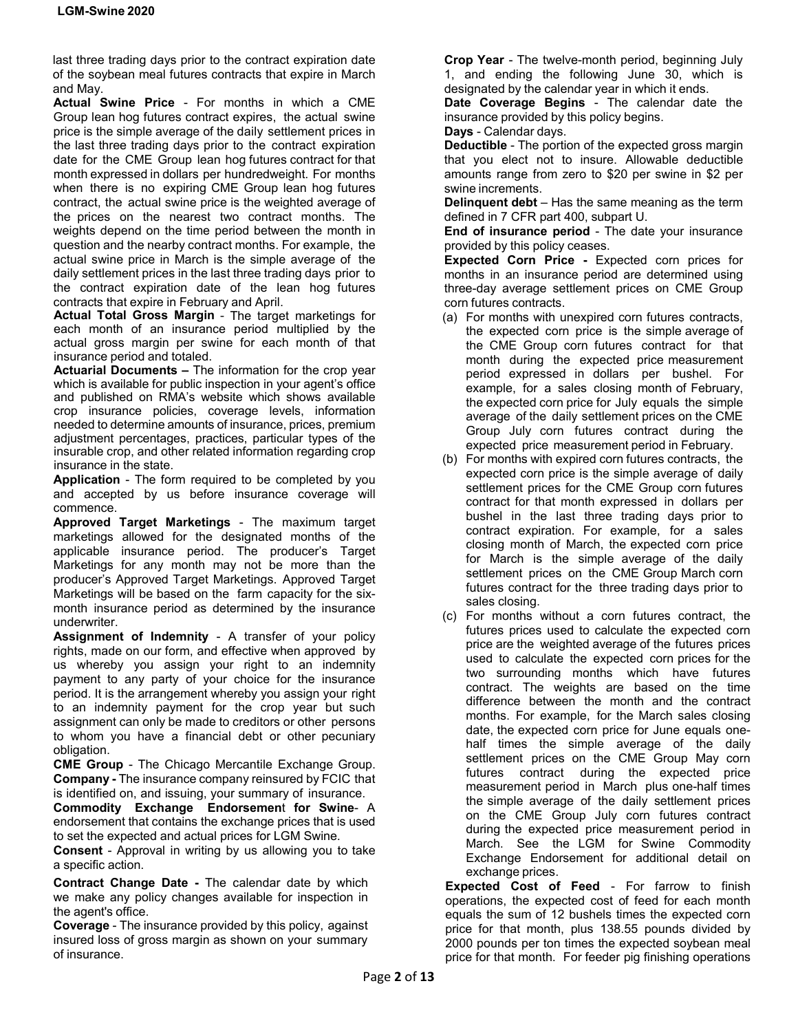last three trading days prior to the contract expiration date of the soybean meal futures contracts that expire in March and May.

**Actual Swine Price** - For months in which a CME Group lean hog futures contract expires, the actual swine price is the simple average of the daily settlement prices in the last three trading days prior to the contract expiration date for the CME Group lean hog futures contract for that month expressed in dollars per hundredweight. For months when there is no expiring CME Group lean hog futures contract, the actual swine price is the weighted average of the prices on the nearest two contract months. The weights depend on the time period between the month in question and the nearby contract months. For example, the actual swine price in March is the simple average of the daily settlement prices in the last three trading days prior to the contract expiration date of the lean hog futures contracts that expire in February and April.

**Actual Total Gross Margin** - The target marketings for each month of an insurance period multiplied by the actual gross margin per swine for each month of that insurance period and totaled.

**Actuarial Documents –** The information for the crop year which is available for public inspection in your agent's office and published on RMA's website which shows available crop insurance policies, coverage levels, information needed to determine amounts of insurance, prices, premium adjustment percentages, practices, particular types of the insurable crop, and other related information regarding crop insurance in the state.

**Application** - The form required to be completed by you and accepted by us before insurance coverage will commence.

**Approved Target Marketings** - The maximum target marketings allowed for the designated months of the applicable insurance period. The producer's Target Marketings for any month may not be more than the producer's Approved Target Marketings. Approved Target Marketings will be based on the farm capacity for the six-month insurance period as determined by the insurance underwriter.

**Assignment of Indemnity** - A transfer of your policy rights, made on our form, and effective when approved by us whereby you assign your right to an indemnity payment to any party of your choice for the insurance period. It is the arrangement whereby you assign your right to an indemnity payment for the crop year but such assignment can only be made to creditors or other persons to whom you have a financial debt or other pecuniary obligation.

**CME Group** - The Chicago Mercantile Exchange Group.

**Company -** The insurance company reinsured by FCIC that is identified on, and issuing, your summary of insurance.

**Commodity Exchange Endorsement for Swine**- A endorsement that contains the exchange prices that is used to set the expected and actual prices for LGM Swine.

**Consent** - Approval in writing by us allowing you to take a specific action.

**Contract Change Date -** The calendar date by which we make any policy changes available for inspection in the agent's office.

**Coverage** - The insurance provided by this policy, against insured loss of gross margin as shown on your summary of insurance.

**Crop Year** - The twelve-month period, beginning July 1, and ending the following June 30, which is designated by the calendar year in which it ends.

**Date Coverage Begins** - The calendar date the insurance provided by this policy begins.

**Days** - Calendar days.

**Deductible** - The portion of the expected gross margin that you elect not to insure. Allowable deductible amounts range from zero to $20 per swine in $2 per swine increments.

**Delinquent debt** – Has the same meaning as the term defined in 7 CFR part 400, subpart U.

**End of insurance period** - The date your insurance provided by this policy ceases.

**Expected Corn Price -** Expected corn prices for months in an insurance period are determined using three-day average settlement prices on CME Group corn futures contracts.

(a) For months with unexpired corn futures contracts, the expected corn price is the simple average of the CME Group corn futures contract for that month during the expected price measurement period expressed in dollars per bushel. For example, for a sales closing month of February, the expected corn price for July equals the simple average of the daily settlement prices on the CME Group July corn futures contract during the expected price measurement period in February.

(b) For months with expired corn futures contracts, the expected corn price is the simple average of daily settlement prices for the CME Group corn futures contract for that month expressed in dollars per bushel in the last three trading days prior to contract expiration. For example, for a sales closing month of March, the expected corn price for March is the simple average of the daily settlement prices on the CME Group March corn futures contract for the three trading days prior to sales closing.

(c) For months without a corn futures contract, the futures prices used to calculate the expected corn price are the weighted average of the futures prices used to calculate the expected corn prices for the two surrounding months which have futures contract. The weights are based on the time difference between the month and the contract months. For example, for the March sales closing date, the expected corn price for June equals one-half times the simple average of the daily settlement prices on the CME Group May corn futures contract during the expected price measurement period in March plus one-half times the simple average of the daily settlement prices on the CME Group July corn futures contract during the expected price measurement period in March. See the LGM for Swine Commodity Exchange Endorsement for additional detail on exchange prices.

**Expected Cost of Feed** - For farrow to finish operations, the expected cost of feed for each month equals the sum of 12 bushels times the expected corn price for that month, plus 138.55 pounds divided by 2000 pounds per ton times the expected soybean meal price for that month. For feeder pig finishing operations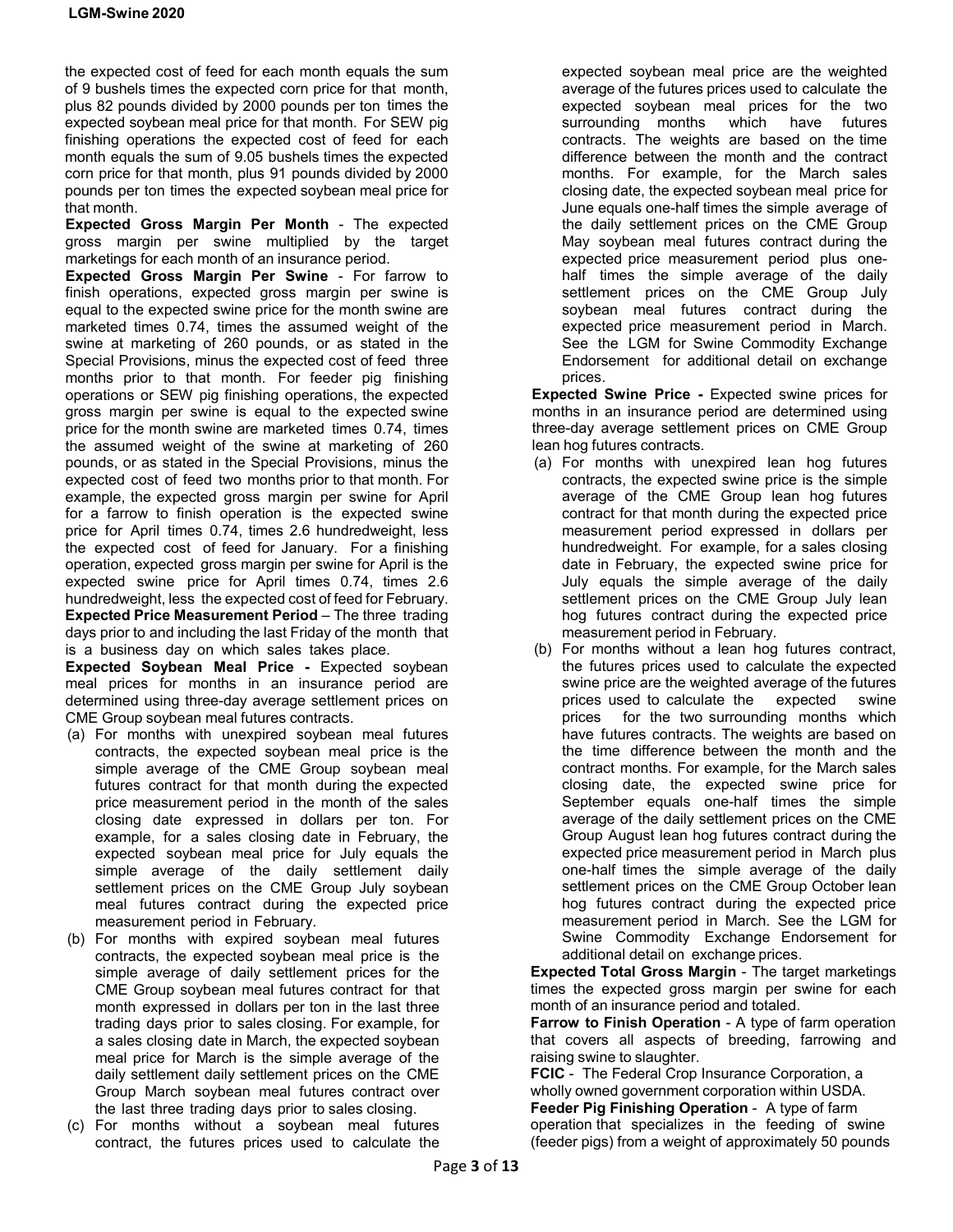the expected cost of feed for each month equals the sum of 9 bushels times the expected corn price for that month, plus 82 pounds divided by 2000 pounds per ton times the expected soybean meal price for that month. For SEW pig finishing operations the expected cost of feed for each month equals the sum of 9.05 bushels times the expected corn price for that month, plus 91 pounds divided by 2000 pounds per ton times the expected soybean meal price for that month.

**Expected Gross Margin Per Month** - The expected gross margin per swine multiplied by the target marketings for each month of an insurance period.

**Expected Gross Margin Per Swine** - For farrow to finish operations, expected gross margin per swine is equal to the expected swine price for the month swine are marketed times 0.74, times the assumed weight of the swine at marketing of 260 pounds, or as stated in the Special Provisions, minus the expected cost of feed three months prior to that month. For feeder pig finishing operations or SEW pig finishing operations, the expected gross margin per swine is equal to the expected swine price for the month swine are marketed times 0.74, times the assumed weight of the swine at marketing of 260 pounds, or as stated in the Special Provisions, minus the expected cost of feed two months prior to that month. For example, the expected gross margin per swine for April for a farrow to finish operation is the expected swine price for April times 0.74, times 2.6 hundredweight, less the expected cost of feed for January. For a finishing operation, expected gross margin per swine for April is the expected swine price for April times 0.74, times 2.6 hundredweight, less the expected cost of feed for February.

**Expected Price Measurement Period** – The three trading days prior to and including the last Friday of the month that is a business day on which sales takes place.

**Expected Soybean Meal Price -** Expected soybean meal prices for months in an insurance period are determined using three-day average settlement prices on CME Group soybean meal futures contracts.

(a) For months with unexpired soybean meal futures contracts, the expected soybean meal price is the simple average of the CME Group soybean meal futures contract for that month during the expected price measurement period in the month of the sales closing date expressed in dollars per ton. For example, for a sales closing date in February, the expected soybean meal price for July equals the simple average of the daily settlement daily settlement prices on the CME Group July soybean meal futures contract during the expected price measurement period in February.

(b) For months with expired soybean meal futures contracts, the expected soybean meal price is the simple average of daily settlement prices for the CME Group soybean meal futures contract for that month expressed in dollars per ton in the last three trading days prior to sales closing. For example, for a sales closing date in March, the expected soybean meal price for March is the simple average of the daily settlement daily settlement prices on the CME Group March soybean meal futures contract over the last three trading days prior to sales closing.

(c) For months without a soybean meal futures contract, the futures prices used to calculate the expected soybean meal price are the weighted average of the futures prices used to calculate the expected soybean meal prices for the two surrounding months which have futures contracts. The weights are based on the time difference between the month and the contract months. For example, for the March sales closing date, the expected soybean meal price for June equals one-half times the simple average of the daily settlement prices on the CME Group May soybean meal futures contract during the expected price measurement period plus one-half times the simple average of the daily settlement prices on the CME Group July soybean meal futures contract during the expected price measurement period in March. See the LGM for Swine Commodity Exchange Endorsement for additional detail on exchange prices.

**Expected Swine Price -** Expected swine prices for months in an insurance period are determined using three-day average settlement prices on CME Group lean hog futures contracts.

(a) For months with unexpired lean hog futures contracts, the expected swine price is the simple average of the CME Group lean hog futures contract for that month during the expected price measurement period expressed in dollars per hundredweight. For example, for a sales closing date in February, the expected swine price for July equals the simple average of the daily settlement prices on the CME Group July lean hog futures contract during the expected price measurement period in February.

(b) For months without a lean hog futures contract, the futures prices used to calculate the expected swine price are the weighted average of the futures prices used to calculate the expected swine prices for the two surrounding months which have futures contracts. The weights are based on the time difference between the month and the contract months. For example, for the March sales closing date, the expected swine price for September equals one-half times the simple average of the daily settlement prices on the CME Group August lean hog futures contract during the expected price measurement period in March plus one-half times the simple average of the daily settlement prices on the CME Group October lean hog futures contract during the expected price measurement period in March. See the LGM for Swine Commodity Exchange Endorsement for additional detail on exchange prices.

**Expected Total Gross Margin** - The target marketings times the expected gross margin per swine for each month of an insurance period and totaled.

**Farrow to Finish Operation** - A type of farm operation that covers all aspects of breeding, farrowing and raising swine to slaughter.

**FCIC** - The Federal Crop Insurance Corporation, a wholly owned government corporation within USDA.

**Feeder Pig Finishing Operation** - A type of farm operation that specializes in the feeding of swine (feeder pigs) from a weight of approximately 50 pounds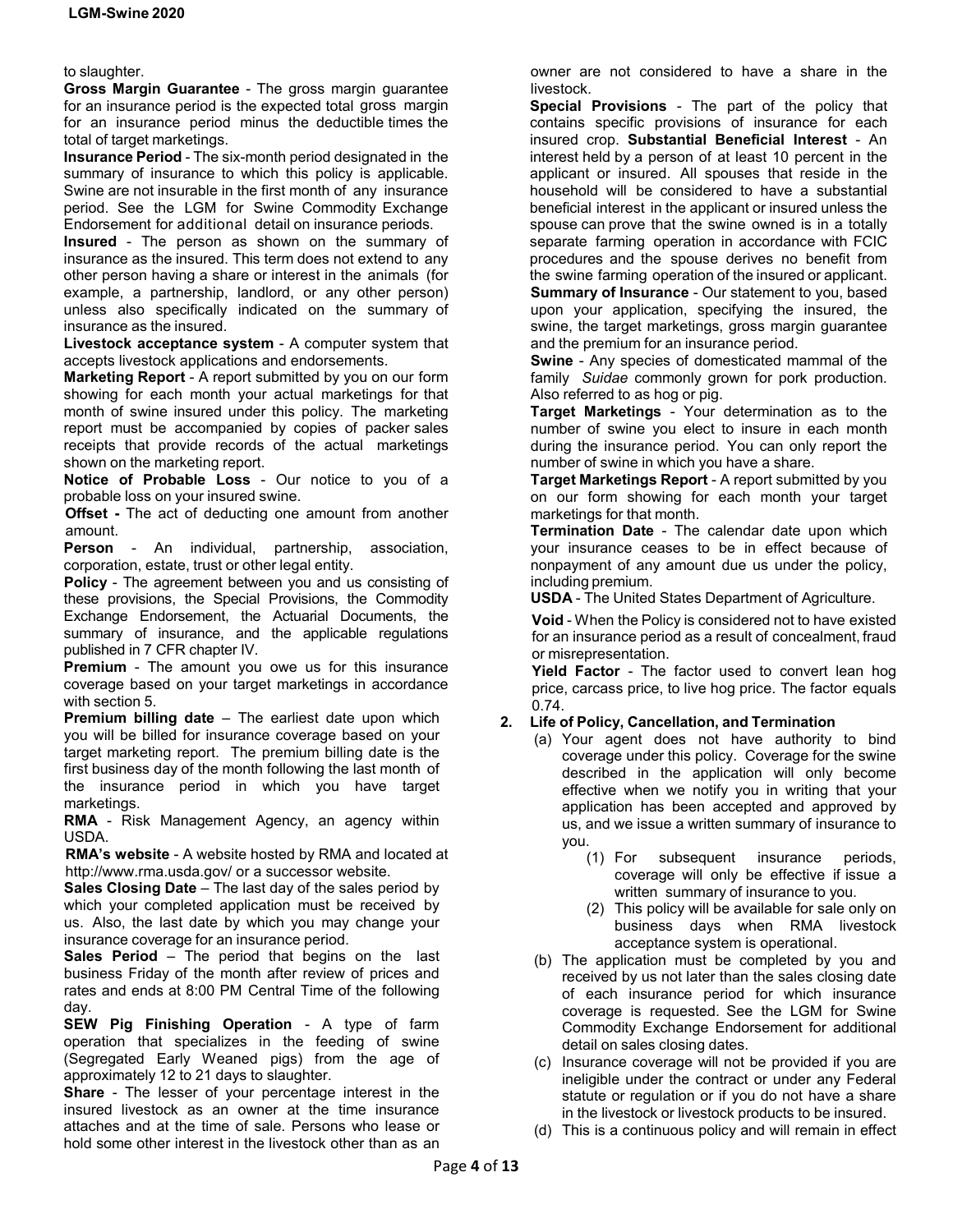to slaughter.

**Gross Margin Guarantee** - The gross margin guarantee for an insurance period is the expected total gross margin for an insurance period minus the deductible times the total of target marketings.

**Insurance Period** - The six-month period designated in the summary of insurance to which this policy is applicable. Swine are not insurable in the first month of any insurance period. See the LGM for Swine Commodity Exchange Endorsement for additional detail on insurance periods.

**Insured** - The person as shown on the summary of insurance as the insured. This term does not extend to any other person having a share or interest in the animals (for example, a partnership, landlord, or any other person) unless also specifically indicated on the summary of insurance as the insured.

**Livestock acceptance system** - A computer system that accepts livestock applications and endorsements.

**Marketing Report** - A report submitted by you on our form showing for each month your actual marketings for that month of swine insured under this policy. The marketing report must be accompanied by copies of packer sales receipts that provide records of the actual marketings shown on the marketing report.

**Notice of Probable Loss** - Our notice to you of a probable loss on your insured swine.

**Offset -** The act of deducting one amount from another amount.

**Person** - An individual, partnership, association, corporation, estate, trust or other legal entity.

**Policy** - The agreement between you and us consisting of these provisions, the Special Provisions, the Commodity Exchange Endorsement, the Actuarial Documents, the summary of insurance, and the applicable regulations published in 7 CFR chapter IV.

**Premium** - The amount you owe us for this insurance coverage based on your target marketings in accordance with section 5.

**Premium billing date** – The earliest date upon which you will be billed for insurance coverage based on your target marketing report. The premium billing date is the first business day of the month following the last month of the insurance period in which you have target marketings.

**RMA** - Risk Management Agency, an agency within USDA.

**RMA's website** - A website hosted by RMA and located at http://www.rma.usda.gov/ or a successor website.

**Sales Closing Date** – The last day of the sales period by which your completed application must be received by us. Also, the last date by which you may change your insurance coverage for an insurance period.

**Sales Period** – The period that begins on the last business Friday of the month after review of prices and rates and ends at 8:00 PM Central Time of the following day.

**SEW Pig Finishing Operation** - A type of farm operation that specializes in the feeding of swine (Segregated Early Weaned pigs) from the age of approximately 12 to 21 days to slaughter.

**Share** - The lesser of your percentage interest in the insured livestock as an owner at the time insurance attaches and at the time of sale. Persons who lease or hold some other interest in the livestock other than as an owner are not considered to have a share in the livestock.

**Special Provisions** - The part of the policy that contains specific provisions of insurance for each insured crop. **Substantial Beneficial Interest** - An interest held by a person of at least 10 percent in the applicant or insured. All spouses that reside in the household will be considered to have a substantial beneficial interest in the applicant or insured unless the spouse can prove that the swine owned is in a totally separate farming operation in accordance with FCIC procedures and the spouse derives no benefit from the swine farming operation of the insured or applicant.

**Summary of Insurance** - Our statement to you, based upon your application, specifying the insured, the swine, the target marketings, gross margin guarantee and the premium for an insurance period.

**Swine** - Any species of domesticated mammal of the family *Suidae* commonly grown for pork production. Also referred to as hog or pig.

**Target Marketings** - Your determination as to the number of swine you elect to insure in each month during the insurance period. You can only report the number of swine in which you have a share.

**Target Marketings Report** - A report submitted by you on our form showing for each month your target marketings for that month.

**Termination Date** - The calendar date upon which your insurance ceases to be in effect because of nonpayment of any amount due us under the policy, including premium.

**USDA** - The United States Department of Agriculture.

**Void** - When the Policy is considered not to have existed for an insurance period as a result of concealment, fraud or misrepresentation.

**Yield Factor** - The factor used to convert lean hog price, carcass price, to live hog price. The factor equals 0.74.

**2. Life of Policy, Cancellation, and Termination**

(a) Your agent does not have authority to bind coverage under this policy. Coverage for the swine described in the application will only become effective when we notify you in writing that your application has been accepted and approved by us, and we issue a written summary of insurance to you.

(1) For subsequent insurance periods, coverage will only be effective if issue a written summary of insurance to you.

(2) This policy will be available for sale only on business days when RMA livestock acceptance system is operational.

(b) The application must be completed by you and received by us not later than the sales closing date of each insurance period for which insurance coverage is requested. See the LGM for Swine Commodity Exchange Endorsement for additional detail on sales closing dates.

(c) Insurance coverage will not be provided if you are ineligible under the contract or under any Federal statute or regulation or if you do not have a share in the livestock or livestock products to be insured.

(d) This is a continuous policy and will remain in effect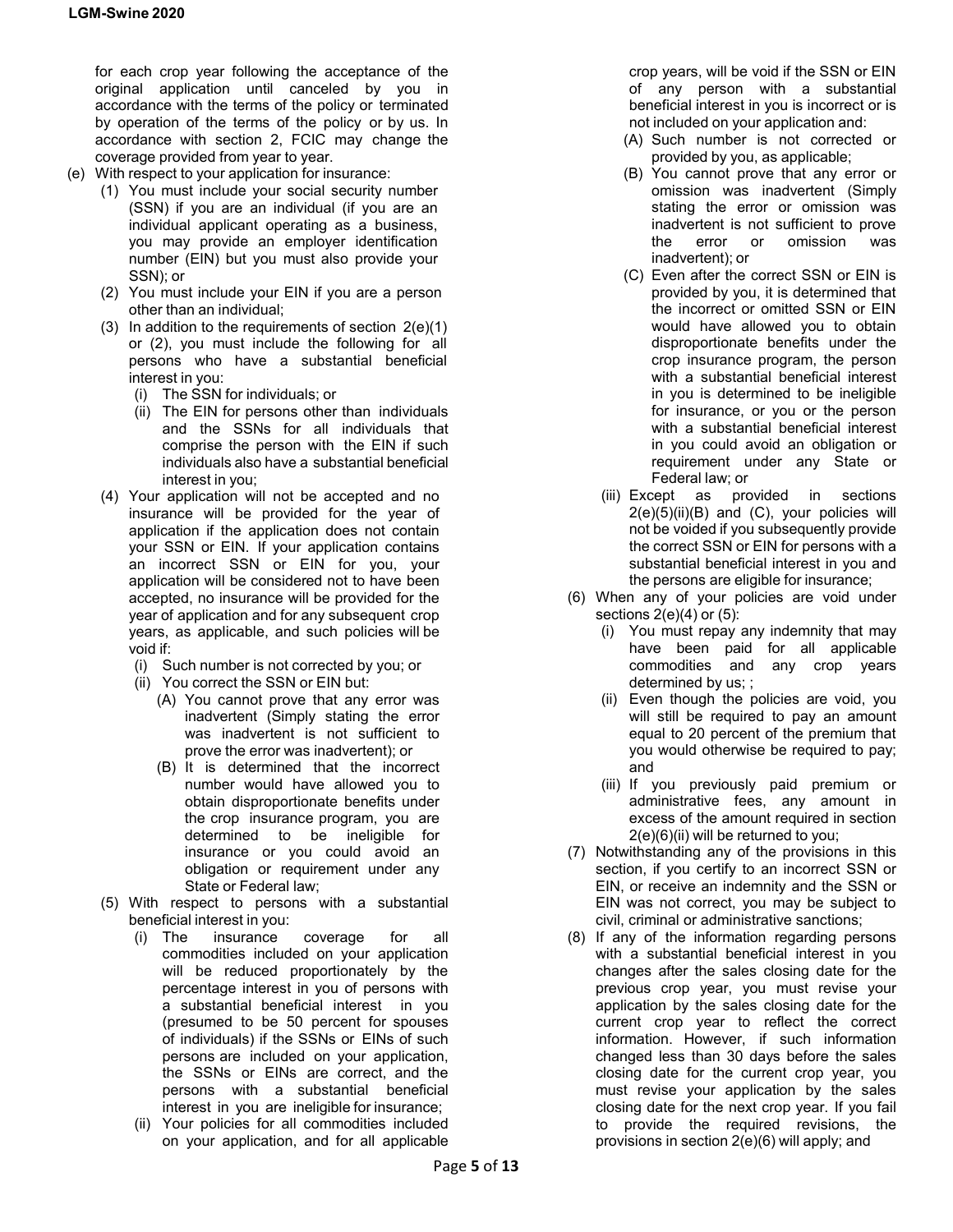for each crop year following the acceptance of the original application until canceled by you in accordance with the terms of the policy or terminated by operation of the terms of the policy or by us. In accordance with section 2, FCIC may change the coverage provided from year to year.

(e) With respect to your application for insurance:

  (1) You must include your social security number (SSN) if you are an individual (if you are an individual applicant operating as a business, you may provide an employer identification number (EIN) but you must also provide your SSN); or

  (2) You must include your EIN if you are a person other than an individual;

  (3) In addition to the requirements of section 2(e)(1) or (2), you must include the following for all persons who have a substantial beneficial interest in you:

    (i) The SSN for individuals; or

    (ii) The EIN for persons other than individuals and the SSNs for all individuals that comprise the person with the EIN if such individuals also have a substantial beneficial interest in you;

  (4) Your application will not be accepted and no insurance will be provided for the year of application if the application does not contain your SSN or EIN. If your application contains an incorrect SSN or EIN for you, your application will be considered not to have been accepted, no insurance will be provided for the year of application and for any subsequent crop years, as applicable, and such policies will be void if:

    (i) Such number is not corrected by you; or

    (ii) You correct the SSN or EIN but:

      (A) You cannot prove that any error was inadvertent (Simply stating the error was inadvertent is not sufficient to prove the error was inadvertent); or

      (B) It is determined that the incorrect number would have allowed you to obtain disproportionate benefits under the crop insurance program, you are determined to be ineligible for insurance or you could avoid an obligation or requirement under any State or Federal law;

  (5) With respect to persons with a substantial beneficial interest in you:

    (i) The insurance coverage for all commodities included on your application will be reduced proportionately by the percentage interest in you of persons with a substantial beneficial interest in you (presumed to be 50 percent for spouses of individuals) if the SSNs or EINs of such persons are included on your application, the SSNs or EINs are correct, and the persons with a substantial beneficial interest in you are ineligible for insurance;

    (ii) Your policies for all commodities included on your application, and for all applicable crop years, will be void if the SSN or EIN of any person with a substantial beneficial interest in you is incorrect or is not included on your application and:

      (A) Such number is not corrected or provided by you, as applicable;

      (B) You cannot prove that any error or omission was inadvertent (Simply stating the error or omission was inadvertent is not sufficient to prove the error or omission was inadvertent); or

      (C) Even after the correct SSN or EIN is provided by you, it is determined that the incorrect or omitted SSN or EIN would have allowed you to obtain disproportionate benefits under the crop insurance program, the person with a substantial beneficial interest in you is determined to be ineligible for insurance, or you or the person with a substantial beneficial interest in you could avoid an obligation or requirement under any State or Federal law; or

    (iii) Except as provided in sections 2(e)(5)(ii)(B) and (C), your policies will not be voided if you subsequently provide the correct SSN or EIN for persons with a substantial beneficial interest in you and the persons are eligible for insurance;

  (6) When any of your policies are void under sections 2(e)(4) or (5):

    (i) You must repay any indemnity that may have been paid for all applicable commodities and any crop years determined by us; ;

    (ii) Even though the policies are void, you will still be required to pay an amount equal to 20 percent of the premium that you would otherwise be required to pay; and

    (iii) If you previously paid premium or administrative fees, any amount in excess of the amount required in section 2(e)(6)(ii) will be returned to you;

  (7) Notwithstanding any of the provisions in this section, if you certify to an incorrect SSN or EIN, or receive an indemnity and the SSN or EIN was not correct, you may be subject to civil, criminal or administrative sanctions;

  (8) If any of the information regarding persons with a substantial beneficial interest in you changes after the sales closing date for the previous crop year, you must revise your application by the sales closing date for the current crop year to reflect the correct information. However, if such information changed less than 30 days before the sales closing date for the current crop year, you must revise your application by the sales closing date for the next crop year. If you fail to provide the required revisions, the provisions in section 2(e)(6) will apply; and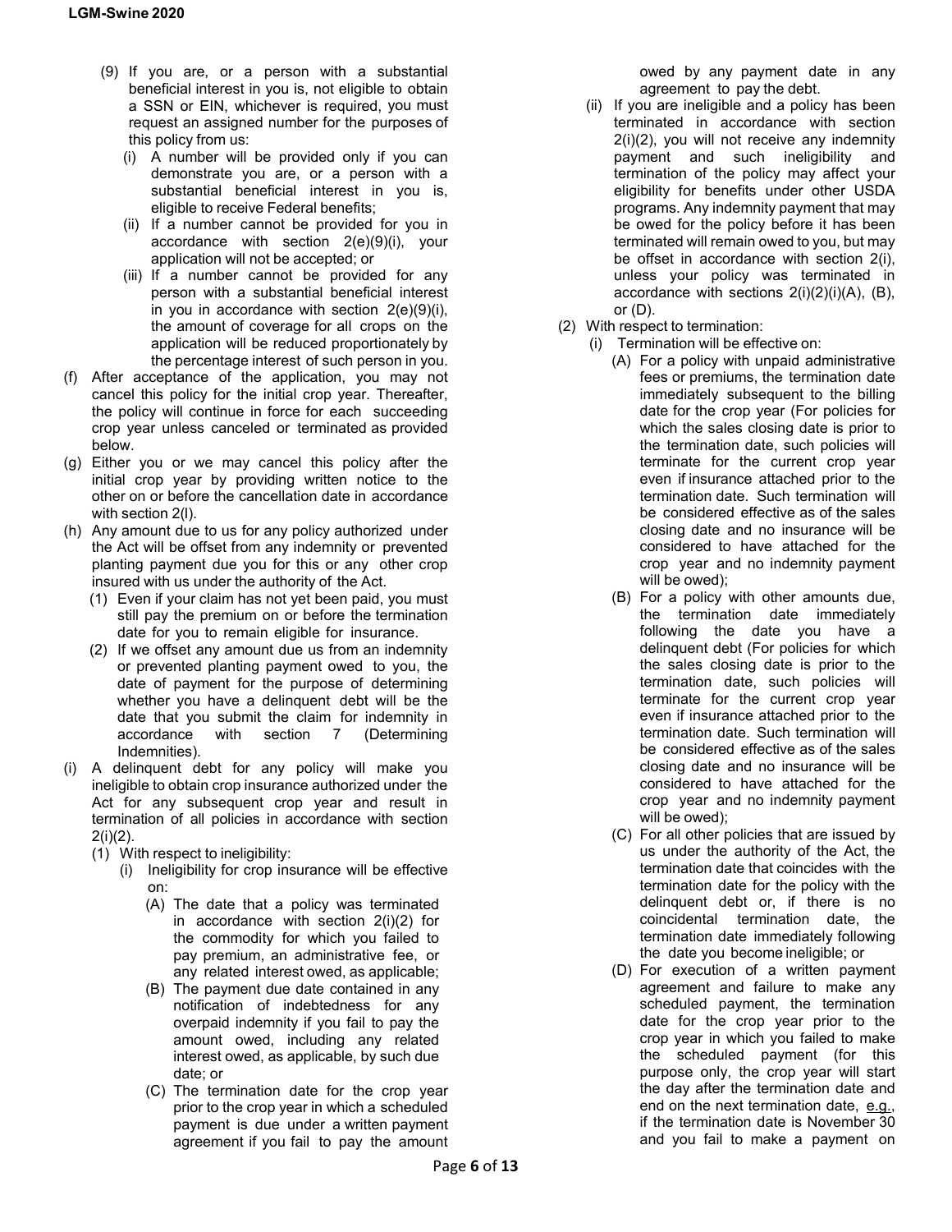(9) If you are, or a person with a substantial beneficial interest in you is, not eligible to obtain a SSN or EIN, whichever is required, you must request an assigned number for the purposes of this policy from us:

   (i) A number will be provided only if you can demonstrate you are, or a person with a substantial beneficial interest in you is, eligible to receive Federal benefits;

   (ii) If a number cannot be provided for you in accordance with section 2(e)(9)(i), your application will not be accepted; or

   (iii) If a number cannot be provided for any person with a substantial beneficial interest in you in accordance with section 2(e)(9)(i), the amount of coverage for all crops on the application will be reduced proportionately by the percentage interest of such person in you.

(f) After acceptance of the application, you may not cancel this policy for the initial crop year. Thereafter, the policy will continue in force for each succeeding crop year unless canceled or terminated as provided below.

(g) Either you or we may cancel this policy after the initial crop year by providing written notice to the other on or before the cancellation date in accordance with section 2(l).

(h) Any amount due to us for any policy authorized under the Act will be offset from any indemnity or prevented planting payment due you for this or any other crop insured with us under the authority of the Act.

   (1) Even if your claim has not yet been paid, you must still pay the premium on or before the termination date for you to remain eligible for insurance.

   (2) If we offset any amount due us from an indemnity or prevented planting payment owed to you, the date of payment for the purpose of determining whether you have a delinquent debt will be the date that you submit the claim for indemnity in accordance with section 7 (Determining Indemnities).

(i) A delinquent debt for any policy will make you ineligible to obtain crop insurance authorized under the Act for any subsequent crop year and result in termination of all policies in accordance with section 2(i)(2).

   (1) With respect to ineligibility:

      (i) Ineligibility for crop insurance will be effective on:

         (A) The date that a policy was terminated in accordance with section 2(i)(2) for the commodity for which you failed to pay premium, an administrative fee, or any related interest owed, as applicable;

         (B) The payment due date contained in any notification of indebtedness for any overpaid indemnity if you fail to pay the amount owed, including any related interest owed, as applicable, by such due date; or

         (C) The termination date for the crop year prior to the crop year in which a scheduled payment is due under a written payment agreement if you fail to pay the amount owed by any payment date in any agreement to pay the debt.

      (ii) If you are ineligible and a policy has been terminated in accordance with section 2(i)(2), you will not receive any indemnity payment and such ineligibility and termination of the policy may affect your eligibility for benefits under other USDA programs. Any indemnity payment that may be owed for the policy before it has been terminated will remain owed to you, but may be offset in accordance with section 2(i), unless your policy was terminated in accordance with sections 2(i)(2)(i)(A), (B), or (D).

   (2) With respect to termination:

      (i) Termination will be effective on:

         (A) For a policy with unpaid administrative fees or premiums, the termination date immediately subsequent to the billing date for the crop year (For policies for which the sales closing date is prior to the termination date, such policies will terminate for the current crop year even if insurance attached prior to the termination date. Such termination will be considered effective as of the sales closing date and no insurance will be considered to have attached for the crop year and no indemnity payment will be owed);

         (B) For a policy with other amounts due, the termination date immediately following the date you have a delinquent debt (For policies for which the sales closing date is prior to the termination date, such policies will terminate for the current crop year even if insurance attached prior to the termination date. Such termination will be considered effective as of the sales closing date and no insurance will be considered to have attached for the crop year and no indemnity payment will be owed);

         (C) For all other policies that are issued by us under the authority of the Act, the termination date that coincides with the termination date for the policy with the delinquent debt or, if there is no coincidental termination date, the termination date immediately following the date you become ineligible; or

         (D) For execution of a written payment agreement and failure to make any scheduled payment, the termination date for the crop year prior to the crop year in which you failed to make the scheduled payment (for this purpose only, the crop year will start the day after the termination date and end on the next termination date, e.g., if the termination date is November 30 and you fail to make a payment on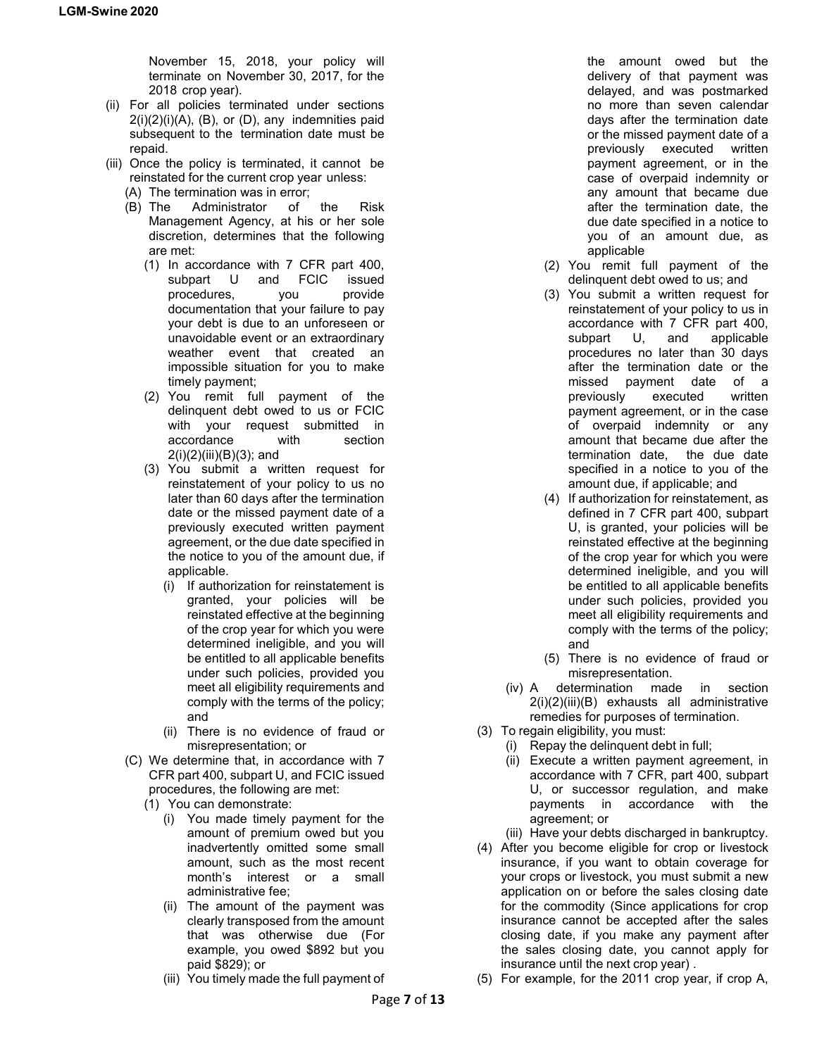November 15, 2018, your policy will terminate on November 30, 2017, for the 2018 crop year).

- (ii) For all policies terminated under sections 2(i)(2)(i)(A), (B), or (D), any indemnities paid subsequent to the termination date must be repaid.
- (iii) Once the policy is terminated, it cannot be reinstated for the current crop year unless:
  - (A) The termination was in error;
  - (B) The Administrator of the Risk Management Agency, at his or her sole discretion, determines that the following are met:
    - (1) In accordance with 7 CFR part 400, subpart U and FCIC issued procedures, you provide documentation that your failure to pay your debt is due to an unforeseen or unavoidable event or an extraordinary weather event that created an impossible situation for you to make timely payment;
    - (2) You remit full payment of the delinquent debt owed to us or FCIC with your request submitted in accordance with section 2(i)(2)(iii)(B)(3); and
    - (3) You submit a written request for reinstatement of your policy to us no later than 60 days after the termination date or the missed payment date of a previously executed written payment agreement, or the due date specified in the notice to you of the amount due, if applicable.
      - (i) If authorization for reinstatement is granted, your policies will be reinstated effective at the beginning of the crop year for which you were determined ineligible, and you will be entitled to all applicable benefits under such policies, provided you meet all eligibility requirements and comply with the terms of the policy; and
      - (ii) There is no evidence of fraud or misrepresentation; or
  - (C) We determine that, in accordance with 7 CFR part 400, subpart U, and FCIC issued procedures, the following are met:
    - (1) You can demonstrate:
      - (i) You made timely payment for the amount of premium owed but you inadvertently omitted some small amount, such as the most recent month's interest or a small administrative fee;
      - (ii) The amount of the payment was clearly transposed from the amount that was otherwise due (For example, you owed $892 but you paid $829); or
      - (iii) You timely made the full payment of the amount owed but the delivery of that payment was delayed, and was postmarked no more than seven calendar days after the termination date or the missed payment date of a previously executed written payment agreement, or in the case of overpaid indemnity or any amount that became due after the termination date, the due date specified in a notice to you of an amount due, as applicable
    - (2) You remit full payment of the delinquent debt owed to us; and
    - (3) You submit a written request for reinstatement of your policy to us in accordance with 7 CFR part 400, subpart U, and applicable procedures no later than 30 days after the termination date or the missed payment date of a previously executed written payment agreement, or in the case of overpaid indemnity or any amount that became due after the termination date, the due date specified in a notice to you of the amount due, if applicable; and
    - (4) If authorization for reinstatement, as defined in 7 CFR part 400, subpart U, is granted, your policies will be reinstated effective at the beginning of the crop year for which you were determined ineligible, and you will be entitled to all applicable benefits under such policies, provided you meet all eligibility requirements and comply with the terms of the policy; and
    - (5) There is no evidence of fraud or misrepresentation.
- (iv) A determination made in section 2(i)(2)(iii)(B) exhausts all administrative remedies for purposes of termination.

(3) To regain eligibility, you must:
- (i) Repay the delinquent debt in full;
- (ii) Execute a written payment agreement, in accordance with 7 CFR, part 400, subpart U, or successor regulation, and make payments in accordance with the agreement; or
- (iii) Have your debts discharged in bankruptcy.

(4) After you become eligible for crop or livestock insurance, if you want to obtain coverage for your crops or livestock, you must submit a new application on or before the sales closing date for the commodity (Since applications for crop insurance cannot be accepted after the sales closing date, if you make any payment after the sales closing date, you cannot apply for insurance until the next crop year) .

(5) For example, for the 2011 crop year, if crop A,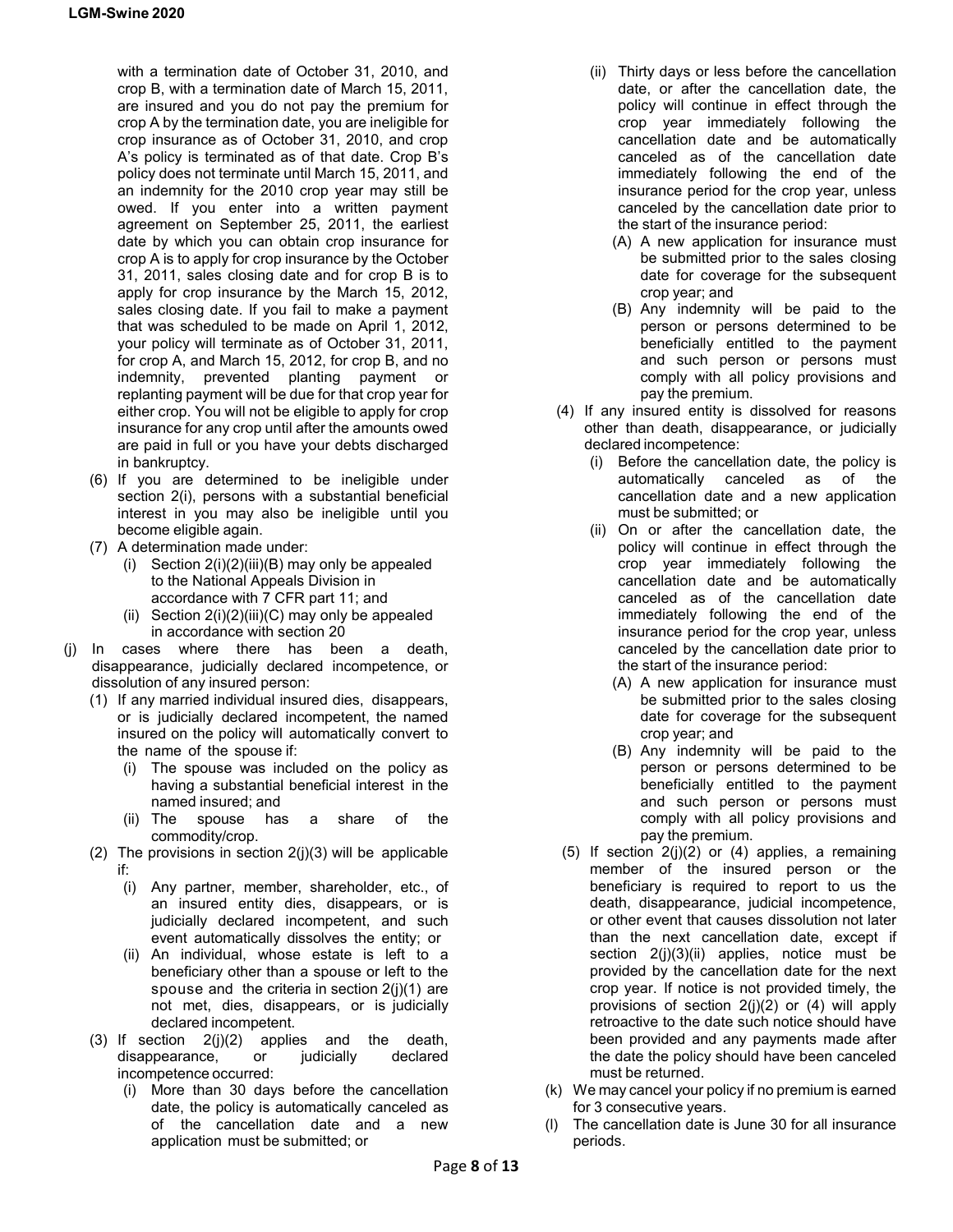with a termination date of October 31, 2010, and crop B, with a termination date of March 15, 2011, are insured and you do not pay the premium for crop A by the termination date, you are ineligible for crop insurance as of October 31, 2010, and crop A's policy is terminated as of that date. Crop B's policy does not terminate until March 15, 2011, and an indemnity for the 2010 crop year may still be owed. If you enter into a written payment agreement on September 25, 2011, the earliest date by which you can obtain crop insurance for crop A is to apply for crop insurance by the October 31, 2011, sales closing date and for crop B is to apply for crop insurance by the March 15, 2012, sales closing date. If you fail to make a payment that was scheduled to be made on April 1, 2012, your policy will terminate as of October 31, 2011, for crop A, and March 15, 2012, for crop B, and no indemnity, prevented planting payment or replanting payment will be due for that crop year for either crop. You will not be eligible to apply for crop insurance for any crop until after the amounts owed are paid in full or you have your debts discharged in bankruptcy.

(6) If you are determined to be ineligible under section 2(i), persons with a substantial beneficial interest in you may also be ineligible until you become eligible again.

(7) A determination made under:
  - (i) Section 2(i)(2)(iii)(B) may only be appealed to the National Appeals Division in accordance with 7 CFR part 11; and
  - (ii) Section 2(i)(2)(iii)(C) may only be appealed in accordance with section 20

(j) In cases where there has been a death, disappearance, judicially declared incompetence, or dissolution of any insured person:

(1) If any married individual insured dies, disappears, or is judicially declared incompetent, the named insured on the policy will automatically convert to the name of the spouse if:
  - (i) The spouse was included on the policy as having a substantial beneficial interest in the named insured; and
  - (ii) The spouse has a share of the commodity/crop.

(2) The provisions in section 2(j)(3) will be applicable if:
  - (i) Any partner, member, shareholder, etc., of an insured entity dies, disappears, or is judicially declared incompetent, and such event automatically dissolves the entity; or
  - (ii) An individual, whose estate is left to a beneficiary other than a spouse or left to the spouse and the criteria in section 2(j)(1) are not met, dies, disappears, or is judicially declared incompetent.

(3) If section 2(j)(2) applies and the death, disappearance, or judicially declared incompetence occurred:
  - (i) More than 30 days before the cancellation date, the policy is automatically canceled as of the cancellation date and a new application must be submitted; or
  - (ii) Thirty days or less before the cancellation date, or after the cancellation date, the policy will continue in effect through the crop year immediately following the cancellation date and be automatically canceled as of the cancellation date immediately following the end of the insurance period for the crop year, unless canceled by the cancellation date prior to the start of the insurance period:
    - (A) A new application for insurance must be submitted prior to the sales closing date for coverage for the subsequent crop year; and
    - (B) Any indemnity will be paid to the person or persons determined to be beneficially entitled to the payment and such person or persons must comply with all policy provisions and pay the premium.

(4) If any insured entity is dissolved for reasons other than death, disappearance, or judicially declared incompetence:
  - (i) Before the cancellation date, the policy is automatically canceled as of the cancellation date and a new application must be submitted; or
  - (ii) On or after the cancellation date, the policy will continue in effect through the crop year immediately following the cancellation date and be automatically canceled as of the cancellation date immediately following the end of the insurance period for the crop year, unless canceled by the cancellation date prior to the start of the insurance period:
    - (A) A new application for insurance must be submitted prior to the sales closing date for coverage for the subsequent crop year; and
    - (B) Any indemnity will be paid to the person or persons determined to be beneficially entitled to the payment and such person or persons must comply with all policy provisions and pay the premium.

(5) If section 2(j)(2) or (4) applies, a remaining member of the insured person or the beneficiary is required to report to us the death, disappearance, judicial incompetence, or other event that causes dissolution not later than the next cancellation date, except if section 2(j)(3)(ii) applies, notice must be provided by the cancellation date for the next crop year. If notice is not provided timely, the provisions of section 2(j)(2) or (4) will apply retroactive to the date such notice should have been provided and any payments made after the date the policy should have been canceled must be returned.

(k) We may cancel your policy if no premium is earned for 3 consecutive years.

(l) The cancellation date is June 30 for all insurance periods.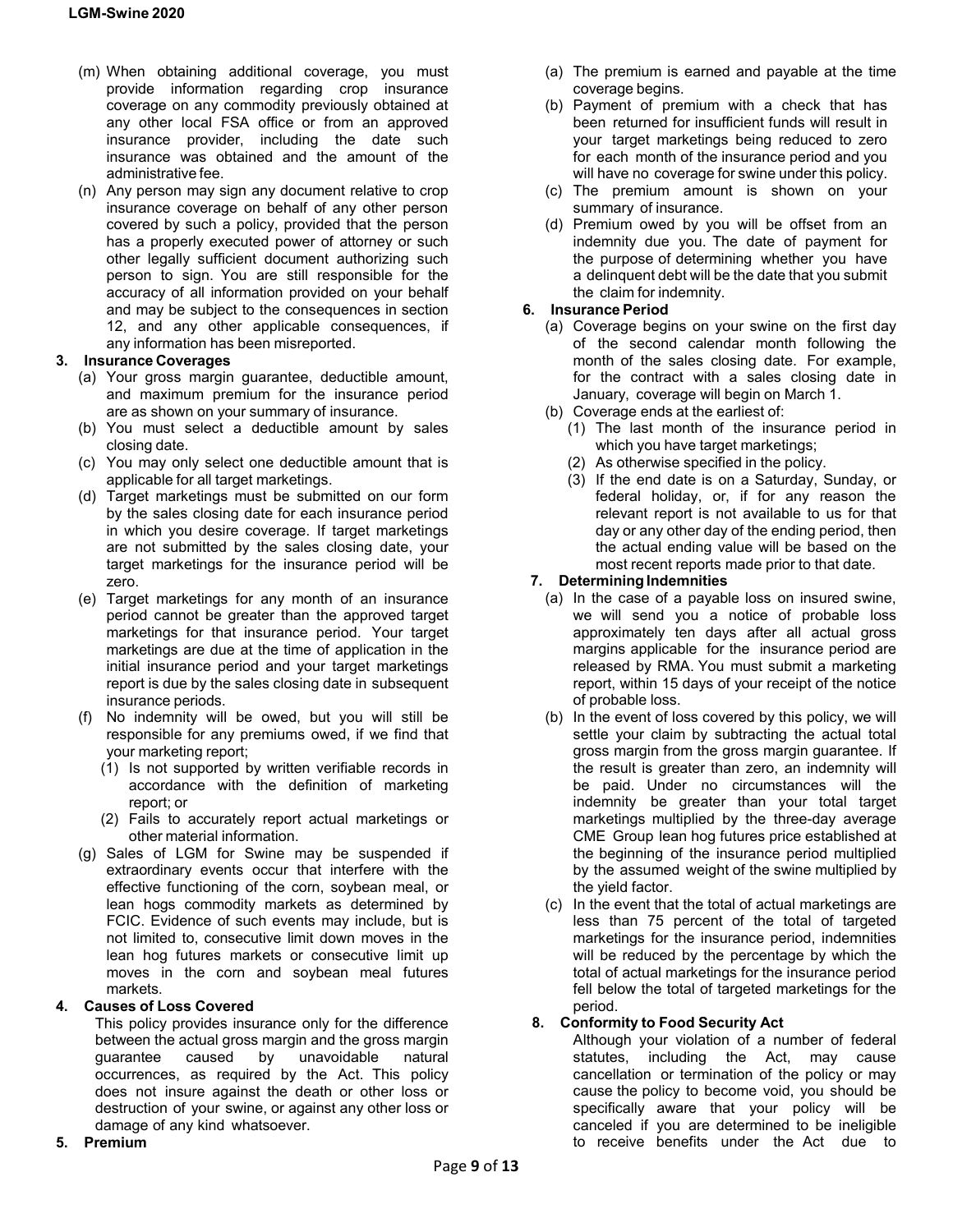(m) When obtaining additional coverage, you must provide information regarding crop insurance coverage on any commodity previously obtained at any other local FSA office or from an approved insurance provider, including the date such insurance was obtained and the amount of the administrative fee.

(n) Any person may sign any document relative to crop insurance coverage on behalf of any other person covered by such a policy, provided that the person has a properly executed power of attorney or such other legally sufficient document authorizing such person to sign. You are still responsible for the accuracy of all information provided on your behalf and may be subject to the consequences in section 12, and any other applicable consequences, if any information has been misreported.

**3. Insurance Coverages**

(a) Your gross margin guarantee, deductible amount, and maximum premium for the insurance period are as shown on your summary of insurance.

(b) You must select a deductible amount by sales closing date.

(c) You may only select one deductible amount that is applicable for all target marketings.

(d) Target marketings must be submitted on our form by the sales closing date for each insurance period in which you desire coverage. If target marketings are not submitted by the sales closing date, your target marketings for the insurance period will be zero.

(e) Target marketings for any month of an insurance period cannot be greater than the approved target marketings for that insurance period. Your target marketings are due at the time of application in the initial insurance period and your target marketings report is due by the sales closing date in subsequent insurance periods.

(f) No indemnity will be owed, but you will still be responsible for any premiums owed, if we find that your marketing report;

(1) Is not supported by written verifiable records in accordance with the definition of marketing report; or

(2) Fails to accurately report actual marketings or other material information.

(g) Sales of LGM for Swine may be suspended if extraordinary events occur that interfere with the effective functioning of the corn, soybean meal, or lean hogs commodity markets as determined by FCIC. Evidence of such events may include, but is not limited to, consecutive limit down moves in the lean hog futures markets or consecutive limit up moves in the corn and soybean meal futures markets.

**4. Causes of Loss Covered**

This policy provides insurance only for the difference between the actual gross margin and the gross margin guarantee caused by unavoidable natural occurrences, as required by the Act. This policy does not insure against the death or other loss or destruction of your swine, or against any other loss or damage of any kind whatsoever.

**5. Premium**

(a) The premium is earned and payable at the time coverage begins.

(b) Payment of premium with a check that has been returned for insufficient funds will result in your target marketings being reduced to zero for each month of the insurance period and you will have no coverage for swine under this policy.

(c) The premium amount is shown on your summary of insurance.

(d) Premium owed by you will be offset from an indemnity due you. The date of payment for the purpose of determining whether you have a delinquent debt will be the date that you submit the claim for indemnity.

**6. Insurance Period**

(a) Coverage begins on your swine on the first day of the second calendar month following the month of the sales closing date. For example, for the contract with a sales closing date in January, coverage will begin on March 1.

(b) Coverage ends at the earliest of:

(1) The last month of the insurance period in which you have target marketings;

(2) As otherwise specified in the policy.

(3) If the end date is on a Saturday, Sunday, or federal holiday, or, if for any reason the relevant report is not available to us for that day or any other day of the ending period, then the actual ending value will be based on the most recent reports made prior to that date.

**7. Determining Indemnities**

(a) In the case of a payable loss on insured swine, we will send you a notice of probable loss approximately ten days after all actual gross margins applicable for the insurance period are released by RMA. You must submit a marketing report, within 15 days of your receipt of the notice of probable loss.

(b) In the event of loss covered by this policy, we will settle your claim by subtracting the actual total gross margin from the gross margin guarantee. If the result is greater than zero, an indemnity will be paid. Under no circumstances will the indemnity be greater than your total target marketings multiplied by the three-day average CME Group lean hog futures price established at the beginning of the insurance period multiplied by the assumed weight of the swine multiplied by the yield factor.

(c) In the event that the total of actual marketings are less than 75 percent of the total of targeted marketings for the insurance period, indemnities will be reduced by the percentage by which the total of actual marketings for the insurance period fell below the total of targeted marketings for the period.

**8. Conformity to Food Security Act**

Although your violation of a number of federal statutes, including the Act, may cause cancellation or termination of the policy or may cause the policy to become void, you should be specifically aware that your policy will be canceled if you are determined to be ineligible to receive benefits under the Act due to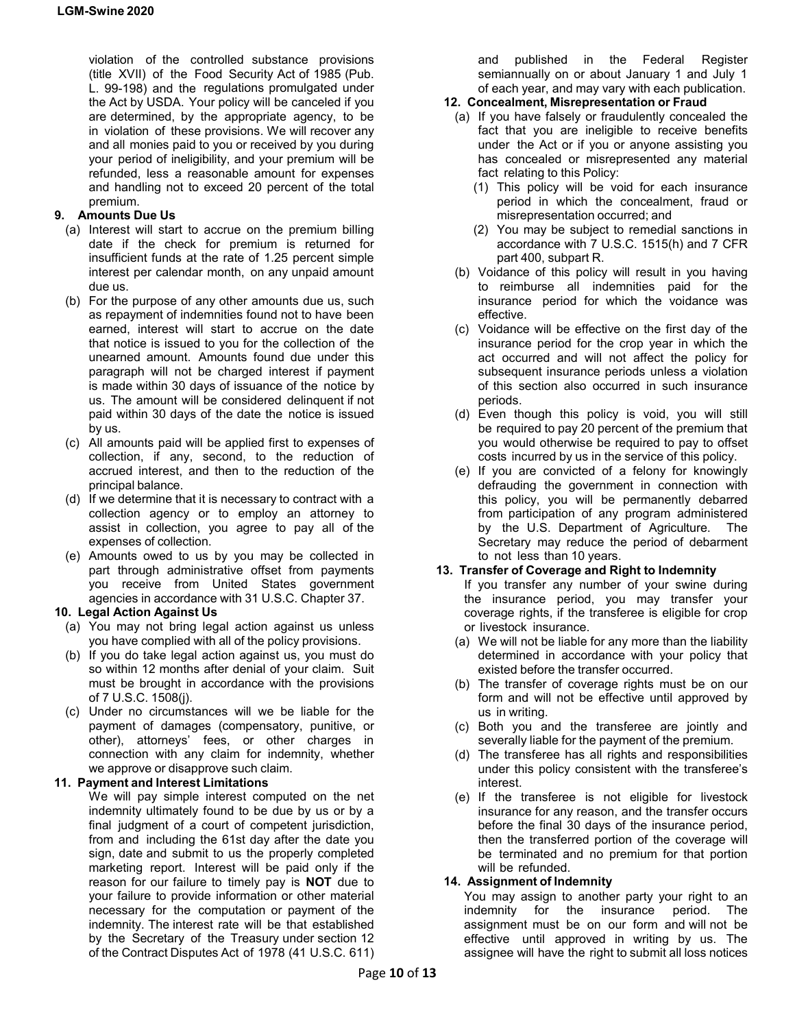violation of the controlled substance provisions (title XVII) of the Food Security Act of 1985 (Pub. L. 99-198) and the regulations promulgated under the Act by USDA. Your policy will be canceled if you are determined, by the appropriate agency, to be in violation of these provisions. We will recover any and all monies paid to you or received by you during your period of ineligibility, and your premium will be refunded, less a reasonable amount for expenses and handling not to exceed 20 percent of the total premium.

**9. Amounts Due Us**

(a) Interest will start to accrue on the premium billing date if the check for premium is returned for insufficient funds at the rate of 1.25 percent simple interest per calendar month, on any unpaid amount due us.

(b) For the purpose of any other amounts due us, such as repayment of indemnities found not to have been earned, interest will start to accrue on the date that notice is issued to you for the collection of the unearned amount. Amounts found due under this paragraph will not be charged interest if payment is made within 30 days of issuance of the notice by us. The amount will be considered delinquent if not paid within 30 days of the date the notice is issued by us.

(c) All amounts paid will be applied first to expenses of collection, if any, second, to the reduction of accrued interest, and then to the reduction of the principal balance.

(d) If we determine that it is necessary to contract with a collection agency or to employ an attorney to assist in collection, you agree to pay all of the expenses of collection.

(e) Amounts owed to us by you may be collected in part through administrative offset from payments you receive from United States government agencies in accordance with 31 U.S.C. Chapter 37.

**10. Legal Action Against Us**

(a) You may not bring legal action against us unless you have complied with all of the policy provisions.

(b) If you do take legal action against us, you must do so within 12 months after denial of your claim. Suit must be brought in accordance with the provisions of 7 U.S.C. 1508(j).

(c) Under no circumstances will we be liable for the payment of damages (compensatory, punitive, or other), attorneys' fees, or other charges in connection with any claim for indemnity, whether we approve or disapprove such claim.

**11. Payment and Interest Limitations**

We will pay simple interest computed on the net indemnity ultimately found to be due by us or by a final judgment of a court of competent jurisdiction, from and including the 61st day after the date you sign, date and submit to us the properly completed marketing report. Interest will be paid only if the reason for our failure to timely pay is **NOT** due to your failure to provide information or other material necessary for the computation or payment of the indemnity. The interest rate will be that established by the Secretary of the Treasury under section 12 of the Contract Disputes Act of 1978 (41 U.S.C. 611) and published in the Federal Register semiannually on or about January 1 and July 1 of each year, and may vary with each publication.

**12. Concealment, Misrepresentation or Fraud**

(a) If you have falsely or fraudulently concealed the fact that you are ineligible to receive benefits under the Act or if you or anyone assisting you has concealed or misrepresented any material fact relating to this Policy:

(1) This policy will be void for each insurance period in which the concealment, fraud or misrepresentation occurred; and

(2) You may be subject to remedial sanctions in accordance with 7 U.S.C. 1515(h) and 7 CFR part 400, subpart R.

(b) Voidance of this policy will result in you having to reimburse all indemnities paid for the insurance period for which the voidance was effective.

(c) Voidance will be effective on the first day of the insurance period for the crop year in which the act occurred and will not affect the policy for subsequent insurance periods unless a violation of this section also occurred in such insurance periods.

(d) Even though this policy is void, you will still be required to pay 20 percent of the premium that you would otherwise be required to pay to offset costs incurred by us in the service of this policy.

(e) If you are convicted of a felony for knowingly defrauding the government in connection with this policy, you will be permanently debarred from participation of any program administered by the U.S. Department of Agriculture. The Secretary may reduce the period of debarment to not less than 10 years.

**13. Transfer of Coverage and Right to Indemnity**

If you transfer any number of your swine during the insurance period, you may transfer your coverage rights, if the transferee is eligible for crop or livestock insurance.

(a) We will not be liable for any more than the liability determined in accordance with your policy that existed before the transfer occurred.

(b) The transfer of coverage rights must be on our form and will not be effective until approved by us in writing.

(c) Both you and the transferee are jointly and severally liable for the payment of the premium.

(d) The transferee has all rights and responsibilities under this policy consistent with the transferee's interest.

(e) If the transferee is not eligible for livestock insurance for any reason, and the transfer occurs before the final 30 days of the insurance period, then the transferred portion of the coverage will be terminated and no premium for that portion will be refunded.

**14. Assignment of Indemnity**

You may assign to another party your right to an indemnity for the insurance period. The assignment must be on our form and will not be effective until approved in writing by us. The assignee will have the right to submit all loss notices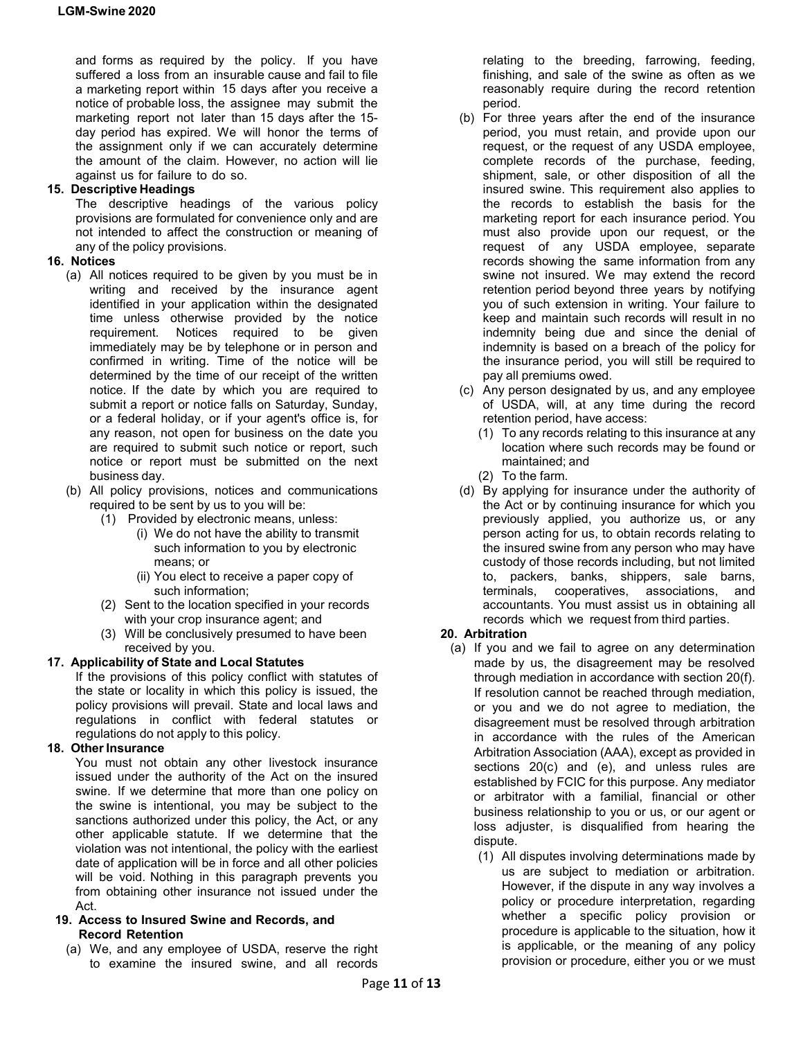and forms as required by the policy. If you have suffered a loss from an insurable cause and fail to file a marketing report within 15 days after you receive a notice of probable loss, the assignee may submit the marketing report not later than 15 days after the 15-day period has expired. We will honor the terms of the assignment only if we can accurately determine the amount of the claim. However, no action will lie against us for failure to do so.

**15. Descriptive Headings**

The descriptive headings of the various policy provisions are formulated for convenience only and are not intended to affect the construction or meaning of any of the policy provisions.

**16. Notices**

(a) All notices required to be given by you must be in writing and received by the insurance agent identified in your application within the designated time unless otherwise provided by the notice requirement. Notices required to be given immediately may be by telephone or in person and confirmed in writing. Time of the notice will be determined by the time of our receipt of the written notice. If the date by which you are required to submit a report or notice falls on Saturday, Sunday, or a federal holiday, or if your agent's office is, for any reason, not open for business on the date you are required to submit such notice or report, such notice or report must be submitted on the next business day.

(b) All policy provisions, notices and communications required to be sent by us to you will be:

(1) Provided by electronic means, unless:

(i) We do not have the ability to transmit such information to you by electronic means; or

(ii) You elect to receive a paper copy of such information;

(2) Sent to the location specified in your records with your crop insurance agent; and

(3) Will be conclusively presumed to have been received by you.

**17. Applicability of State and Local Statutes**

If the provisions of this policy conflict with statutes of the state or locality in which this policy is issued, the policy provisions will prevail. State and local laws and regulations in conflict with federal statutes or regulations do not apply to this policy.

**18. Other Insurance**

You must not obtain any other livestock insurance issued under the authority of the Act on the insured swine. If we determine that more than one policy on the swine is intentional, you may be subject to the sanctions authorized under this policy, the Act, or any other applicable statute. If we determine that the violation was not intentional, the policy with the earliest date of application will be in force and all other policies will be void. Nothing in this paragraph prevents you from obtaining other insurance not issued under the Act.

**19. Access to Insured Swine and Records, and Record Retention**

(a) We, and any employee of USDA, reserve the right to examine the insured swine, and all records relating to the breeding, farrowing, feeding, finishing, and sale of the swine as often as we reasonably require during the record retention period.

(b) For three years after the end of the insurance period, you must retain, and provide upon our request, or the request of any USDA employee, complete records of the purchase, feeding, shipment, sale, or other disposition of all the insured swine. This requirement also applies to the records to establish the basis for the marketing report for each insurance period. You must also provide upon our request, or the request of any USDA employee, separate records showing the same information from any swine not insured. We may extend the record retention period beyond three years by notifying you of such extension in writing. Your failure to keep and maintain such records will result in no indemnity being due and since the denial of indemnity is based on a breach of the policy for the insurance period, you will still be required to pay all premiums owed.

(c) Any person designated by us, and any employee of USDA, will, at any time during the record retention period, have access:

(1) To any records relating to this insurance at any location where such records may be found or maintained; and

(2) To the farm.

(d) By applying for insurance under the authority of the Act or by continuing insurance for which you previously applied, you authorize us, or any person acting for us, to obtain records relating to the insured swine from any person who may have custody of those records including, but not limited to, packers, banks, shippers, sale barns, terminals, cooperatives, associations, and accountants. You must assist us in obtaining all records which we request from third parties.

**20. Arbitration**

(a) If you and we fail to agree on any determination made by us, the disagreement may be resolved through mediation in accordance with section 20(f). If resolution cannot be reached through mediation, or you and we do not agree to mediation, the disagreement must be resolved through arbitration in accordance with the rules of the American Arbitration Association (AAA), except as provided in sections 20(c) and (e), and unless rules are established by FCIC for this purpose. Any mediator or arbitrator with a familial, financial or other business relationship to you or us, or our agent or loss adjuster, is disqualified from hearing the dispute.

(1) All disputes involving determinations made by us are subject to mediation or arbitration. However, if the dispute in any way involves a policy or procedure interpretation, regarding whether a specific policy provision or procedure is applicable to the situation, how it is applicable, or the meaning of any policy provision or procedure, either you or we must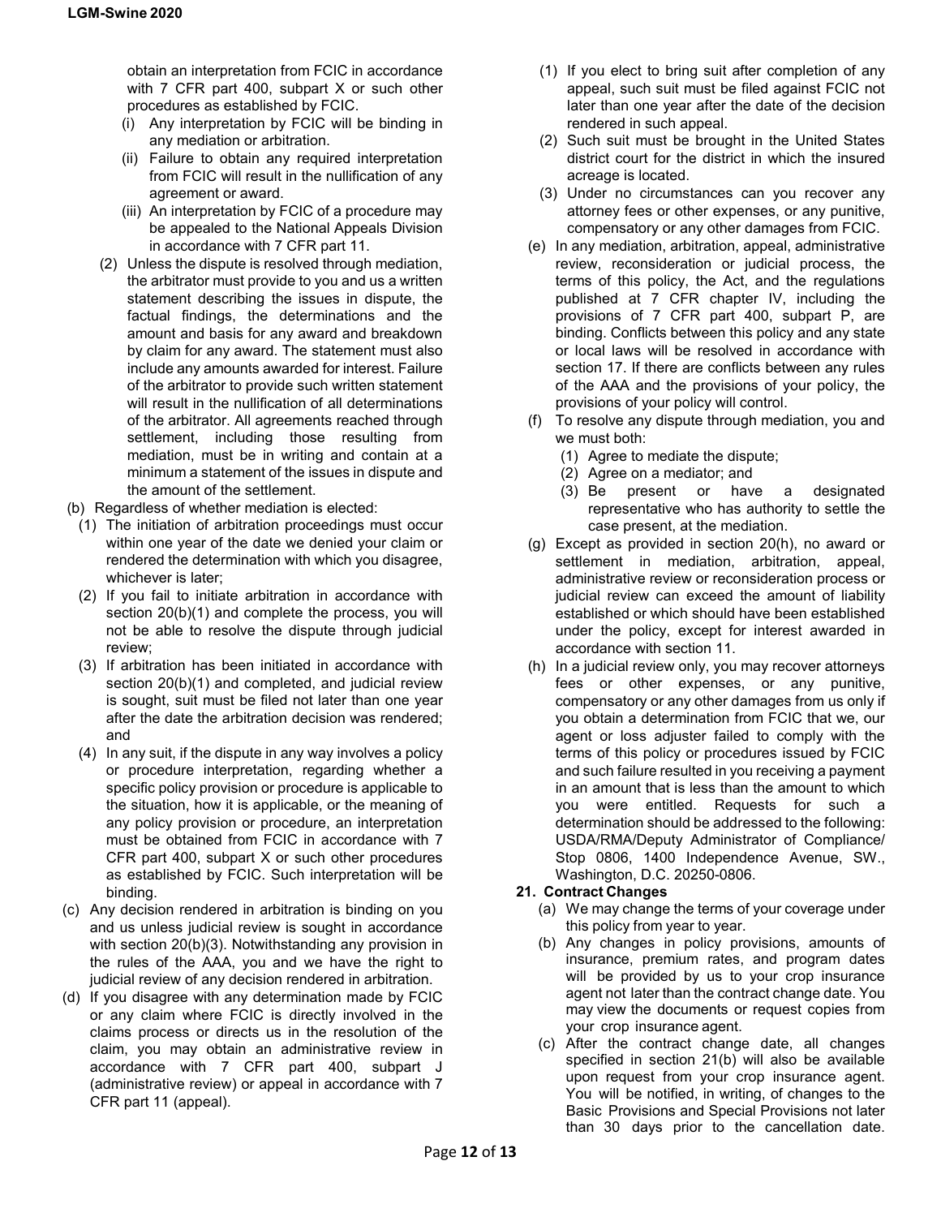obtain an interpretation from FCIC in accordance with 7 CFR part 400, subpart X or such other procedures as established by FCIC.

   (i) Any interpretation by FCIC will be binding in any mediation or arbitration.

   (ii) Failure to obtain any required interpretation from FCIC will result in the nullification of any agreement or award.

   (iii) An interpretation by FCIC of a procedure may be appealed to the National Appeals Division in accordance with 7 CFR part 11.

  (2) Unless the dispute is resolved through mediation, the arbitrator must provide to you and us a written statement describing the issues in dispute, the factual findings, the determinations and the amount and basis for any award and breakdown by claim for any award. The statement must also include any amounts awarded for interest. Failure of the arbitrator to provide such written statement will result in the nullification of all determinations of the arbitrator. All agreements reached through settlement, including those resulting from mediation, must be in writing and contain at a minimum a statement of the issues in dispute and the amount of the settlement.

(b) Regardless of whether mediation is elected:

  (1) The initiation of arbitration proceedings must occur within one year of the date we denied your claim or rendered the determination with which you disagree, whichever is later;

  (2) If you fail to initiate arbitration in accordance with section 20(b)(1) and complete the process, you will not be able to resolve the dispute through judicial review;

  (3) If arbitration has been initiated in accordance with section 20(b)(1) and completed, and judicial review is sought, suit must be filed not later than one year after the date the arbitration decision was rendered; and

  (4) In any suit, if the dispute in any way involves a policy or procedure interpretation, regarding whether a specific policy provision or procedure is applicable to the situation, how it is applicable, or the meaning of any policy provision or procedure, an interpretation must be obtained from FCIC in accordance with 7 CFR part 400, subpart X or such other procedures as established by FCIC. Such interpretation will be binding.

(c) Any decision rendered in arbitration is binding on you and us unless judicial review is sought in accordance with section 20(b)(3). Notwithstanding any provision in the rules of the AAA, you and we have the right to judicial review of any decision rendered in arbitration.

(d) If you disagree with any determination made by FCIC or any claim where FCIC is directly involved in the claims process or directs us in the resolution of the claim, you may obtain an administrative review in accordance with 7 CFR part 400, subpart J (administrative review) or appeal in accordance with 7 CFR part 11 (appeal).

  (1) If you elect to bring suit after completion of any appeal, such suit must be filed against FCIC not later than one year after the date of the decision rendered in such appeal.

  (2) Such suit must be brought in the United States district court for the district in which the insured acreage is located.

  (3) Under no circumstances can you recover any attorney fees or other expenses, or any punitive, compensatory or any other damages from FCIC.

(e) In any mediation, arbitration, appeal, administrative review, reconsideration or judicial process, the terms of this policy, the Act, and the regulations published at 7 CFR chapter IV, including the provisions of 7 CFR part 400, subpart P, are binding. Conflicts between this policy and any state or local laws will be resolved in accordance with section 17. If there are conflicts between any rules of the AAA and the provisions of your policy, the provisions of your policy will control.

(f) To resolve any dispute through mediation, you and we must both:

  (1) Agree to mediate the dispute;

  (2) Agree on a mediator; and

  (3) Be present or have a designated representative who has authority to settle the case present, at the mediation.

(g) Except as provided in section 20(h), no award or settlement in mediation, arbitration, appeal, administrative review or reconsideration process or judicial review can exceed the amount of liability established or which should have been established under the policy, except for interest awarded in accordance with section 11.

(h) In a judicial review only, you may recover attorneys fees or other expenses, or any punitive, compensatory or any other damages from us only if you obtain a determination from FCIC that we, our agent or loss adjuster failed to comply with the terms of this policy or procedures issued by FCIC and such failure resulted in you receiving a payment in an amount that is less than the amount to which you were entitled. Requests for such a determination should be addressed to the following: USDA/RMA/Deputy Administrator of Compliance/ Stop 0806, 1400 Independence Avenue, SW., Washington, D.C. 20250-0806.

**21. Contract Changes**

(a) We may change the terms of your coverage under this policy from year to year.

(b) Any changes in policy provisions, amounts of insurance, premium rates, and program dates will be provided by us to your crop insurance agent not later than the contract change date. You may view the documents or request copies from your crop insurance agent.

(c) After the contract change date, all changes specified in section 21(b) will also be available upon request from your crop insurance agent. You will be notified, in writing, of changes to the Basic Provisions and Special Provisions not later than 30 days prior to the cancellation date.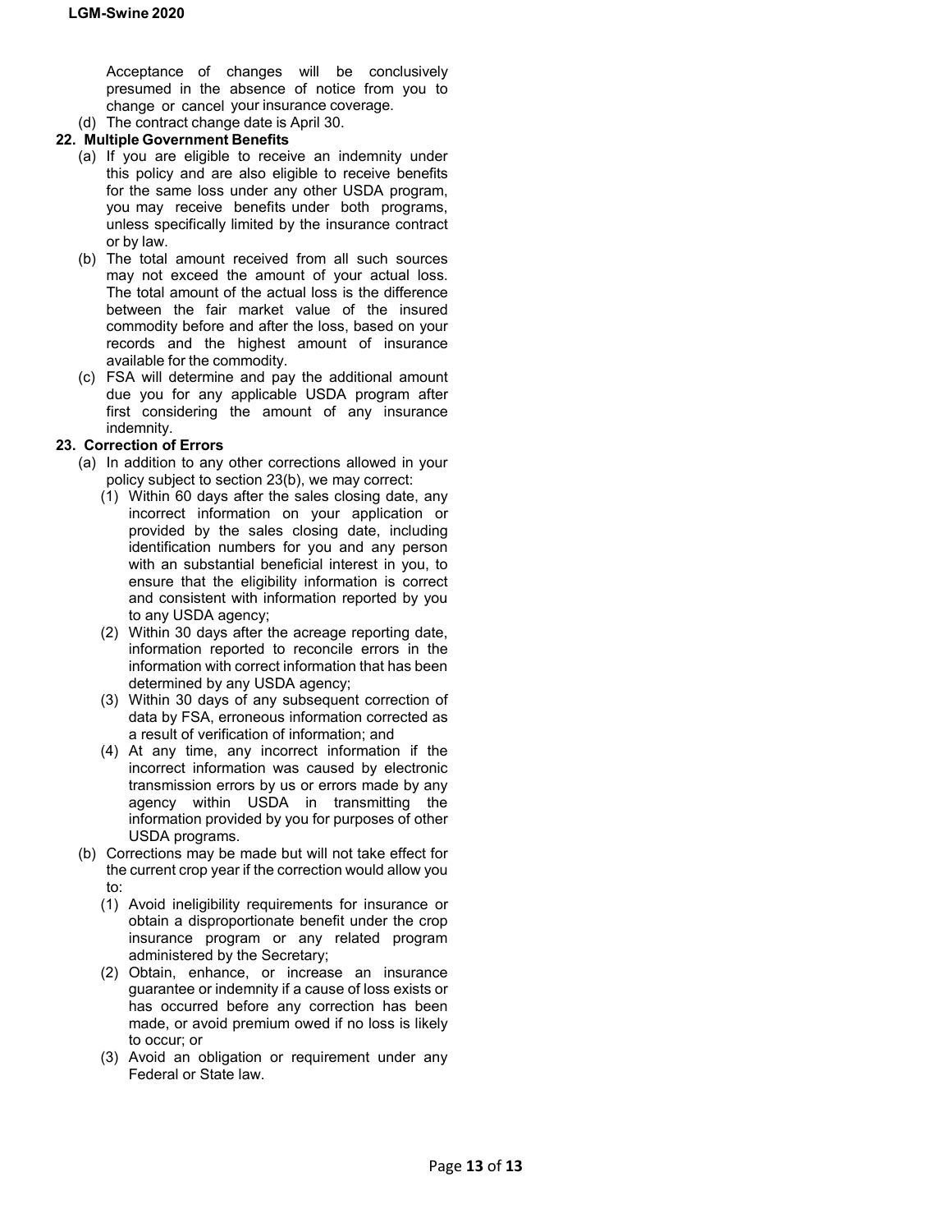Acceptance of changes will be conclusively presumed in the absence of notice from you to change or cancel your insurance coverage.

(d) The contract change date is April 30.

**22. Multiple Government Benefits**

(a) If you are eligible to receive an indemnity under this policy and are also eligible to receive benefits for the same loss under any other USDA program, you may receive benefits under both programs, unless specifically limited by the insurance contract or by law.

(b) The total amount received from all such sources may not exceed the amount of your actual loss. The total amount of the actual loss is the difference between the fair market value of the insured commodity before and after the loss, based on your records and the highest amount of insurance available for the commodity.

(c) FSA will determine and pay the additional amount due you for any applicable USDA program after first considering the amount of any insurance indemnity.

**23. Correction of Errors**

(a) In addition to any other corrections allowed in your policy subject to section 23(b), we may correct:

(1) Within 60 days after the sales closing date, any incorrect information on your application or provided by the sales closing date, including identification numbers for you and any person with an substantial beneficial interest in you, to ensure that the eligibility information is correct and consistent with information reported by you to any USDA agency;

(2) Within 30 days after the acreage reporting date, information reported to reconcile errors in the information with correct information that has been determined by any USDA agency;

(3) Within 30 days of any subsequent correction of data by FSA, erroneous information corrected as a result of verification of information; and

(4) At any time, any incorrect information if the incorrect information was caused by electronic transmission errors by us or errors made by any agency within USDA in transmitting the information provided by you for purposes of other USDA programs.

(b) Corrections may be made but will not take effect for the current crop year if the correction would allow you to:

(1) Avoid ineligibility requirements for insurance or obtain a disproportionate benefit under the crop insurance program or any related program administered by the Secretary;

(2) Obtain, enhance, or increase an insurance guarantee or indemnity if a cause of loss exists or has occurred before any correction has been made, or avoid premium owed if no loss is likely to occur; or

(3) Avoid an obligation or requirement under any Federal or State law.